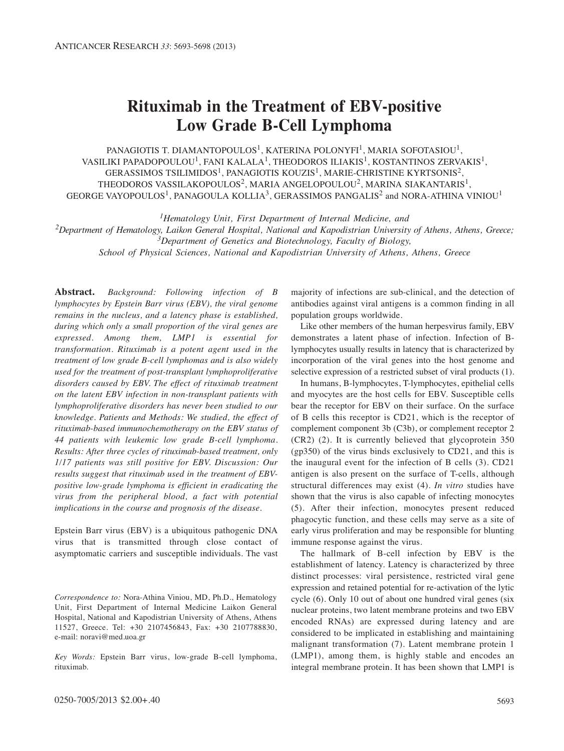# Rituximab in the Treatment of EBV-positive Low Grade B-Cell Lymphoma

PANAGIOTIS T. DIAMANTOPOULOS[1], KATERINA POLONYFI[1], MARIA SOFOTASIOU[1], VASILIKI PAPADOPOULOU[1], FANI KALALA[1], THEODOROS ILIAKIS[1], KOSTANTINOS ZERVAKIS[1], GERASSIMOS TSILIMIDOS[1], PANAGIOTIS KOUZIS[1], MARIE-CHRISTINE KYRTSONIS[2], THEODOROS VASSILAKOPOULOS[2], MARIA ANGELOPOULOU[2], MARINA SIAKANTARIS[1], GEORGE VAYOPOULOS[1], PANAGOULA KOLLIA[3], GERASSIMOS PANGALIS[2] and NORA-ATHINA VINIOU[1]

*[1]Hematology Unit, First Department of Internal Medicine, and*
*[2]Department of Hematology, Laikon General Hospital, National and Kapodistrian University of Athens, Athens, Greece;*
*[3]Department of Genetics and Biotechnology, Faculty of Biology,*
*School of Physical Sciences, National and Kapodistrian University of Athens, Athens, Greece*

**Abstract.** *Background: Following infection of B lymphocytes by Epstein Barr virus (EBV), the viral genome remains in the nucleus, and a latency phase is established, during which only a small proportion of the viral genes are expressed. Among them, LMP1 is essential for transformation. Rituximab is a potent agent used in the treatment of low grade B-cell lymphomas and is also widely used for the treatment of post-transplant lymphoproliferative disorders caused by EBV. The effect of rituximab treatment on the latent EBV infection in non-transplant patients with lymphoproliferative disorders has never been studied to our knowledge. Patients and Methods: We studied, the effect of rituximab-based immunochemotherapy on the EBV status of 44 patients with leukemic low grade B-cell lymphoma. Results: After three cycles of rituximab-based treatment, only 1/17 patients was still positive for EBV. Discussion: Our results suggest that rituximab used in the treatment of EBV-positive low-grade lymphoma is efficient in eradicating the virus from the peripheral blood, a fact with potential implications in the course and prognosis of the disease.*

Epstein Barr virus (EBV) is a ubiquitous pathogenic DNA virus that is transmitted through close contact of asymptomatic carriers and susceptible individuals. The vast majority of infections are sub-clinical, and the detection of antibodies against viral antigens is a common finding in all population groups worldwide.

Like other members of the human herpesvirus family, EBV demonstrates a latent phase of infection. Infection of B-lymphocytes usually results in latency that is characterized by incorporation of the viral genes into the host genome and selective expression of a restricted subset of viral products (1).

In humans, B-lymphocytes, T-lymphocytes, epithelial cells and myocytes are the host cells for EBV. Susceptible cells bear the receptor for EBV on their surface. On the surface of B cells this receptor is CD21, which is the receptor of complement component 3b (C3b), or complement receptor 2 (CR2) (2). It is currently believed that glycoprotein 350 (gp350) of the virus binds exclusively to CD21, and this is the inaugural event for the infection of B cells (3). CD21 antigen is also present on the surface of T-cells, although structural differences may exist (4). *In vitro* studies have shown that the virus is also capable of infecting monocytes (5). After their infection, monocytes present reduced phagocytic function, and these cells may serve as a site of early virus proliferation and may be responsible for blunting immune response against the virus.

The hallmark of B-cell infection by EBV is the establishment of latency. Latency is characterized by three distinct processes: viral persistence, restricted viral gene expression and retained potential for re-activation of the lytic cycle (6). Only 10 out of about one hundred viral genes (six nuclear proteins, two latent membrane proteins and two EBV encoded RNAs) are expressed during latency and are considered to be implicated in establishing and maintaining malignant transformation (7). Latent membrane protein 1 (LMP1), among them, is highly stable and encodes an integral membrane protein. It has been shown that LMP1 is

*Correspondence to:* Nora-Athina Viniou, MD, Ph.D., Hematology Unit, First Department of Internal Medicine Laikon General Hospital, National and Kapodistrian University of Athens, Athens 11527, Greece. Tel: +30 2107456843, Fax: +30 2107788830, e-mail: noravi@med.uoa.gr

*Key Words:* Epstein Barr virus, low-grade B-cell lymphoma, rituximab.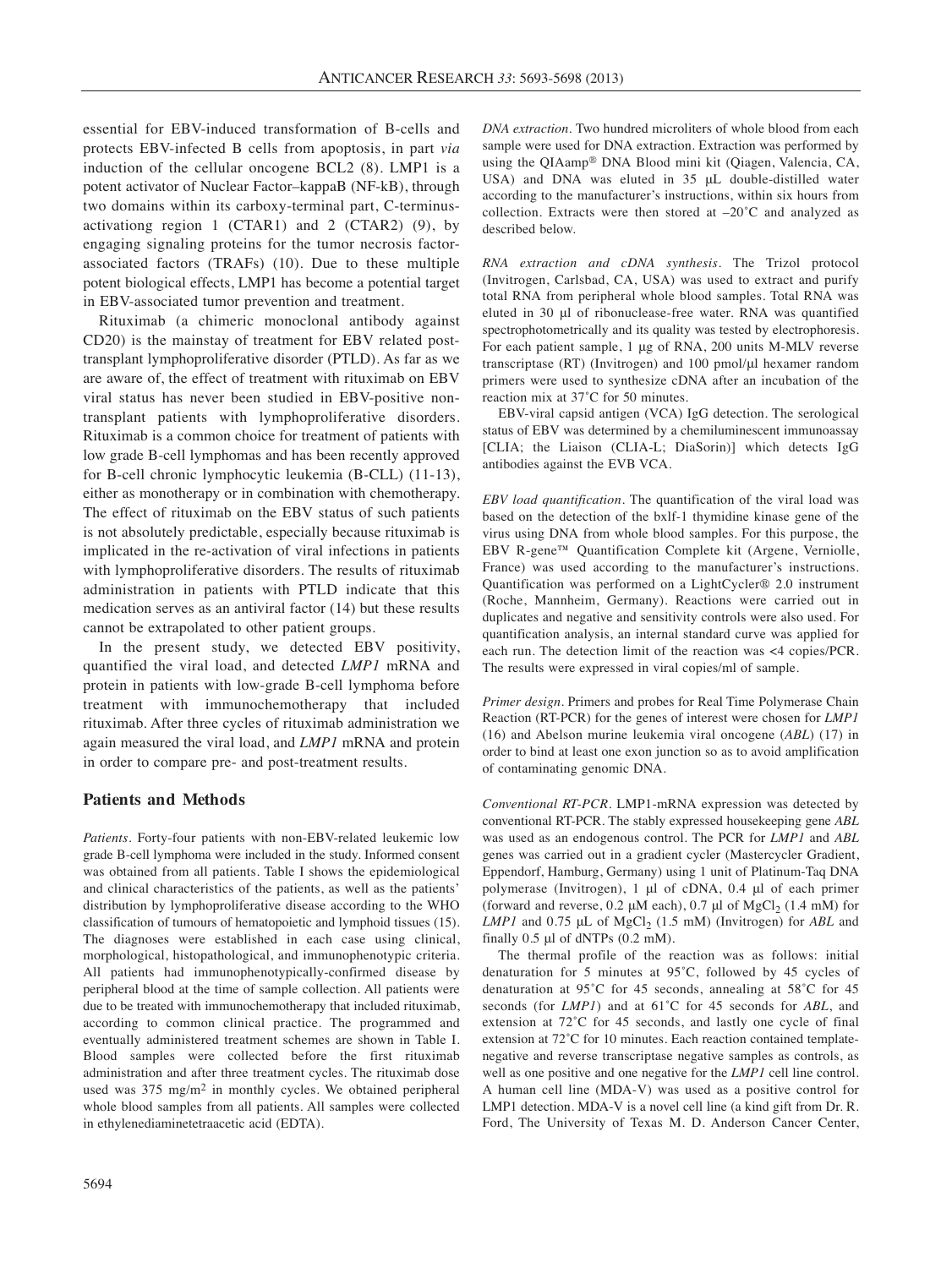essential for EBV-induced transformation of B-cells and protects EBV-infected B cells from apoptosis, in part *via* induction of the cellular oncogene BCL2 (8). LMP1 is a potent activator of Nuclear Factor–kappaB (NF-kB), through two domains within its carboxy-terminal part, C-terminus-activationg region 1 (CTAR1) and 2 (CTAR2) (9), by engaging signaling proteins for the tumor necrosis factor-associated factors (TRAFs) (10). Due to these multiple potent biological effects, LMP1 has become a potential target in EBV-associated tumor prevention and treatment.

Rituximab (a chimeric monoclonal antibody against CD20) is the mainstay of treatment for EBV related post-transplant lymphoproliferative disorder (PTLD). As far as we are aware of, the effect of treatment with rituximab on EBV viral status has never been studied in EBV-positive non-transplant patients with lymphoproliferative disorders. Rituximab is a common choice for treatment of patients with low grade B-cell lymphomas and has been recently approved for B-cell chronic lymphocytic leukemia (B-CLL) (11-13), either as monotherapy or in combination with chemotherapy. The effect of rituximab on the EBV status of such patients is not absolutely predictable, especially because rituximab is implicated in the re-activation of viral infections in patients with lymphoproliferative disorders. The results of rituximab administration in patients with PTLD indicate that this medication serves as an antiviral factor (14) but these results cannot be extrapolated to other patient groups.

In the present study, we detected EBV positivity, quantified the viral load, and detected *LMP1* mRNA and protein in patients with low-grade B-cell lymphoma before treatment with immunochemotherapy that included rituximab. After three cycles of rituximab administration we again measured the viral load, and *LMP1* mRNA and protein in order to compare pre- and post-treatment results.

## Patients and Methods

*Patients.* Forty-four patients with non-EBV-related leukemic low grade B-cell lymphoma were included in the study. Informed consent was obtained from all patients. Table I shows the epidemiological and clinical characteristics of the patients, as well as the patients' distribution by lymphoproliferative disease according to the WHO classification of tumours of hematopoietic and lymphoid tissues (15). The diagnoses were established in each case using clinical, morphological, histopathological, and immunophenotypic criteria. All patients had immunophenotypically-confirmed disease by peripheral blood at the time of sample collection. All patients were due to be treated with immunochemotherapy that included rituximab, according to common clinical practice. The programmed and eventually administered treatment schemes are shown in Table I. Blood samples were collected before the first rituximab administration and after three treatment cycles. The rituximab dose used was 375 mg/m$^2$ in monthly cycles. We obtained peripheral whole blood samples from all patients. All samples were collected in ethylenediaminetetraacetic acid (EDTA).

*DNA extraction.* Two hundred microliters of whole blood from each sample were used for DNA extraction. Extraction was performed by using the QIAamp® DNA Blood mini kit (Qiagen, Valencia, CA, USA) and DNA was eluted in 35 μL double-distilled water according to the manufacturer's instructions, within six hours from collection. Extracts were then stored at –20˚C and analyzed as described below.

*RNA extraction and cDNA synthesis.* The Trizol protocol (Invitrogen, Carlsbad, CA, USA) was used to extract and purify total RNA from peripheral whole blood samples. Total RNA was eluted in 30 μl of ribonuclease-free water. RNA was quantified spectrophotometrically and its quality was tested by electrophoresis. For each patient sample, 1 μg of RNA, 200 units M-MLV reverse transcriptase (RT) (Invitrogen) and 100 pmol/μl hexamer random primers were used to synthesize cDNA after an incubation of the reaction mix at 37˚C for 50 minutes.

EBV-viral capsid antigen (VCA) IgG detection. The serological status of EBV was determined by a chemiluminescent immunoassay [CLIA; the Liaison (CLIA-L; DiaSorin)] which detects IgG antibodies against the EVB VCA.

*EBV load quantification.* The quantification of the viral load was based on the detection of the bxlf-1 thymidine kinase gene of the virus using DNA from whole blood samples. For this purpose, the EBV R-gene™ Quantification Complete kit (Argene, Verniolle, France) was used according to the manufacturer's instructions. Quantification was performed on a LightCycler® 2.0 instrument (Roche, Mannheim, Germany). Reactions were carried out in duplicates and negative and sensitivity controls were also used. For quantification analysis, an internal standard curve was applied for each run. The detection limit of the reaction was <4 copies/PCR. The results were expressed in viral copies/ml of sample.

*Primer design.* Primers and probes for Real Time Polymerase Chain Reaction (RT-PCR) for the genes of interest were chosen for *LMP1* (16) and Abelson murine leukemia viral oncogene (*ABL*) (17) in order to bind at least one exon junction so as to avoid amplification of contaminating genomic DNA.

*Conventional RT-PCR.* LMP1-mRNA expression was detected by conventional RT-PCR. The stably expressed housekeeping gene *ABL* was used as an endogenous control. The PCR for *LMP1* and *ABL* genes was carried out in a gradient cycler (Mastercycler Gradient, Eppendorf, Hamburg, Germany) using 1 unit of Platinum-Taq DNA polymerase (Invitrogen), 1 μl of cDNA, 0.4 μl of each primer (forward and reverse, 0.2 μM each), 0.7 μl of $MgCl_2$ (1.4 mM) for *LMP1* and 0.75 μL of $MgCl_2$ (1.5 mM) (Invitrogen) for *ABL* and finally 0.5 μl of dNTPs (0.2 mM).

The thermal profile of the reaction was as follows: initial denaturation for 5 minutes at 95˚C, followed by 45 cycles of denaturation at 95˚C for 45 seconds, annealing at 58˚C for 45 seconds (for *LMP1*) and at 61˚C for 45 seconds for *ABL*, and extension at 72˚C for 45 seconds, and lastly one cycle of final extension at 72˚C for 10 minutes. Each reaction contained template-negative and reverse transcriptase negative samples as controls, as well as one positive and one negative for the *LMP1* cell line control. A human cell line (MDA-V) was used as a positive control for LMP1 detection. MDA-V is a novel cell line (a kind gift from Dr. R. Ford, The University of Texas M. D. Anderson Cancer Center,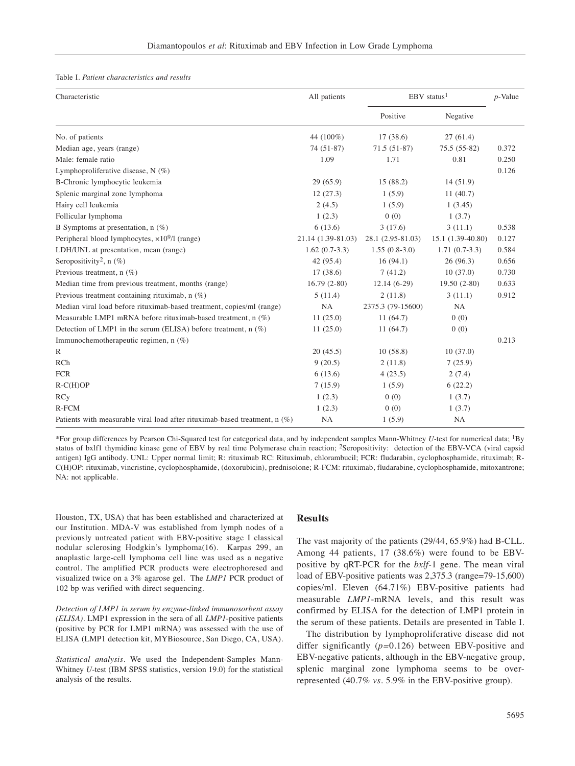Table I. *Patient characteristics and results*

| Characteristic | All patients | EBV status[1] | | *p*-Value |
|---|---|---|---|---|
| | | Positive | Negative | |
| No. of patients | 44 (100%) | 17 (38.6) | 27 (61.4) | |
| Median age, years (range) | 74 (51-87) | 71.5 (51-87) | 75.5 (55-82) | 0.372 |
| Male: female ratio | 1.09 | 1.71 | 0.81 | 0.250 |
| Lymphoproliferative disease, N (%) | | | | 0.126 |
| B-Chronic lymphocytic leukemia | 29 (65.9) | 15 (88.2) | 14 (51.9) | |
| Splenic marginal zone lymphoma | 12 (27.3) | 1 (5.9) | 11 (40.7) | |
| Hairy cell leukemia | 2 (4.5) | 1 (5.9) | 1 (3.45) | |
| Follicular lymphoma | 1 (2.3) | 0 (0) | 1 (3.7) | |
| B Symptoms at presentation, n (%) | 6 (13.6) | 3 (17.6) | 3 (11.1) | 0.538 |
| Peripheral blood lymphocytes, $\times10^9$/l (range) | 21.14 (1.39-81.03) | 28.1 (2.95-81.03) | 15.1 (1.39-40.80) | 0.127 |
| LDH/UNL at presentation, mean (range) | 1.62 (0.7-3.3) | 1.55 (0.8-3.0) | 1.71 (0.7-3.3) | 0.584 |
| Seropositivity[2], n (%) | 42 (95.4) | 16 (94.1) | 26 (96.3) | 0.656 |
| Previous treatment, n (%) | 17 (38.6) | 7 (41.2) | 10 (37.0) | 0.730 |
| Median time from previous treatment, months (range) | 16.79 (2-80) | 12.14 (6-29) | 19.50 (2-80) | 0.633 |
| Previous treatment containing rituximab, n (%) | 5 (11.4) | 2 (11.8) | 3 (11.1) | 0.912 |
| Median viral load before rituximab-based treatment, copies/ml (range) | NA | 2375.3 (79-15600) | NA | |
| Measurable LMP1 mRNA before rituximab-based treatment, n (%) | 11 (25.0) | 11 (64.7) | 0 (0) | |
| Detection of LMP1 in the serum (ELISA) before treatment, n (%) | 11 (25.0) | 11 (64.7) | 0 (0) | |
| Immunochemotherapeutic regimen, n (%) | | | | 0.213 |
| R | 20 (45.5) | 10 (58.8) | 10 (37.0) | |
| RCh | 9 (20.5) | 2 (11.8) | 7 (25.9) | |
| FCR | 6 (13.6) | 4 (23.5) | 2 (7.4) | |
| R-C(H)OP | 7 (15.9) | 1 (5.9) | 6 (22.2) | |
| RCy | 1 (2.3) | 0 (0) | 1 (3.7) | |
| R-FCM | 1 (2.3) | 0 (0) | 1 (3.7) | |
| Patients with measurable viral load after rituximab-based treatment, n (%) | NA | 1 (5.9) | NA | |

*For group differences by Pearson Chi-Squared test for categorical data, and by independent samples Mann-Whitney *U*-test for numerical data; [1]By status of bxlf1 thymidine kinase gene of EBV by real time Polymerase chain reaction; [2]Seropositivity: detection of the EBV-VCA (viral capsid antigen) IgG antibody. UNL: Upper normal limit; R: rituximab RC: Rituximab, chlorambucil; FCR: fludarabin, cyclophosphamide, rituximab; R-C(H)OP: rituximab, vincristine, cyclophosphamide, (doxorubicin), prednisolone; R-FCM: rituximab, fludarabine, cyclophosphamide, mitoxantrone; NA: not applicable.

Houston, TX, USA) that has been established and characterized at our Institution. MDA-V was established from lymph nodes of a previously untreated patient with EBV-positive stage I classical nodular sclerosing Hodgkin's lymphoma(16). Karpas 299, an anaplastic large-cell lymphoma cell line was used as a negative control. The amplified PCR products were electrophoresed and visualized twice on a 3% agarose gel. The *LMP1* PCR product of 102 bp was verified with direct sequencing.

*Detection of LMP1 in serum by enzyme-linked immunosorbent assay (ELISA)*. LMP1 expression in the sera of all *LMP1*-positive patients (positive by PCR for LMP1 mRNA) was assessed with the use of ELISA (LMP1 detection kit, MYBiosource, San Diego, CA, USA).

*Statistical analysis*. We used the Independent-Samples Mann-Whitney *U*-test (IBM SPSS statistics, version 19.0) for the statistical analysis of the results.

## Results

The vast majority of the patients (29/44, 65.9%) had B-CLL. Among 44 patients, 17 (38.6%) were found to be EBV-positive by qRT-PCR for the *bxlf*-1 gene. The mean viral load of EBV-positive patients was 2,375.3 (range=79-15,600) copies/ml. Eleven (64.71%) EBV-positive patients had measurable *LMP1*-mRNA levels, and this result was confirmed by ELISA for the detection of LMP1 protein in the serum of these patients. Details are presented in Table I.

The distribution by lymphoproliferative disease did not differ significantly ($p$=0.126) between EBV-positive and EBV-negative patients, although in the EBV-negative group, splenic marginal zone lymphoma seems to be over-represented (40.7% *vs*. 5.9% in the EBV-positive group).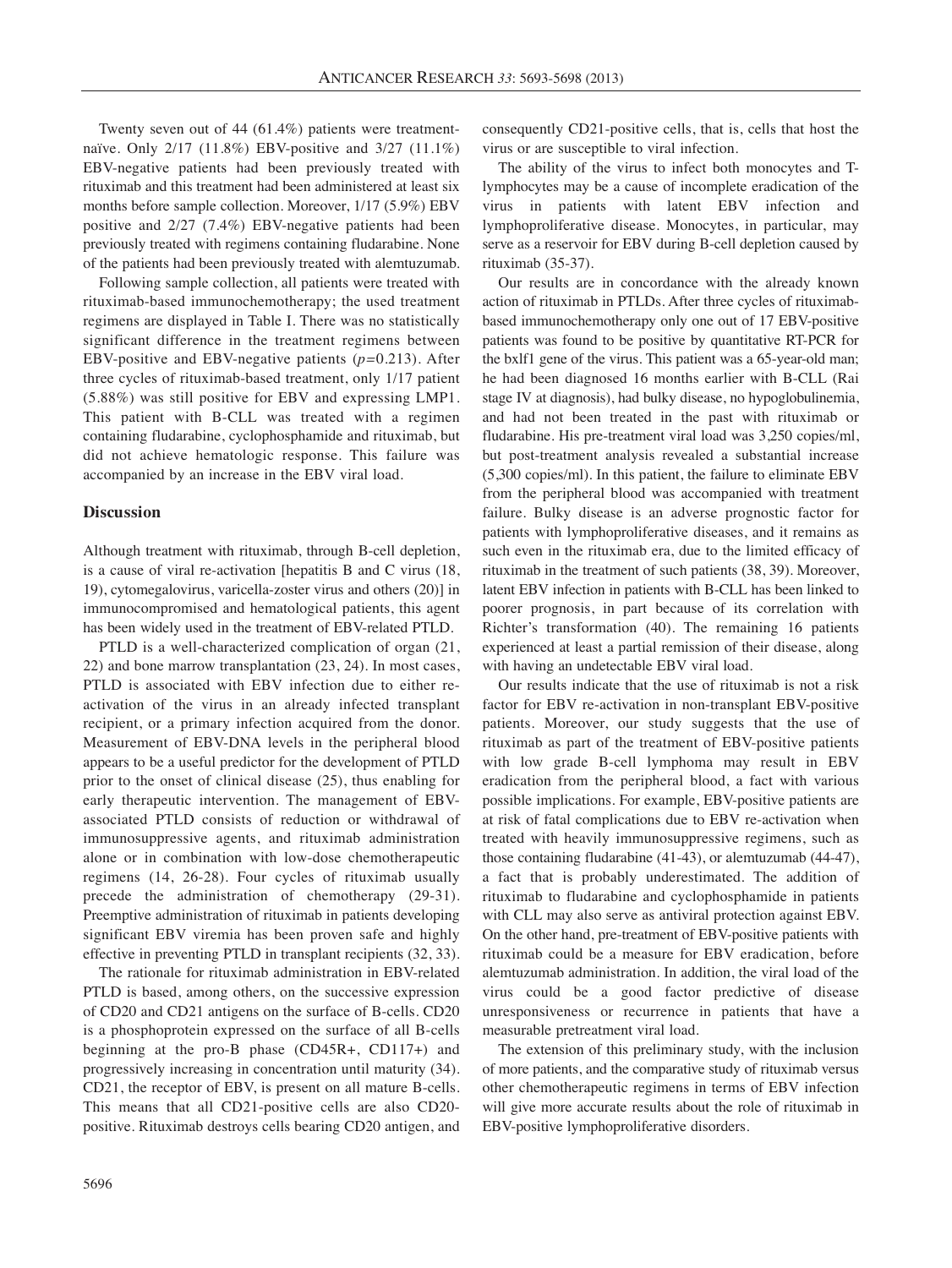Twenty seven out of 44 (61.4%) patients were treatment-naïve. Only 2/17 (11.8%) EBV-positive and 3/27 (11.1%) EBV-negative patients had been previously treated with rituximab and this treatment had been administered at least six months before sample collection. Moreover, 1/17 (5.9%) EBV positive and 2/27 (7.4%) EBV-negative patients had been previously treated with regimens containing fludarabine. None of the patients had been previously treated with alemtuzumab.

Following sample collection, all patients were treated with rituximab-based immunochemotherapy; the used treatment regimens are displayed in Table I. There was no statistically significant difference in the treatment regimens between EBV-positive and EBV-negative patients ($p=0.213$). After three cycles of rituximab-based treatment, only 1/17 patient (5.88%) was still positive for EBV and expressing LMP1. This patient with B-CLL was treated with a regimen containing fludarabine, cyclophosphamide and rituximab, but did not achieve hematologic response. This failure was accompanied by an increase in the EBV viral load.

## Discussion

Although treatment with rituximab, through B-cell depletion, is a cause of viral re-activation [hepatitis B and C virus (18, 19), cytomegalovirus, varicella-zoster virus and others (20)] in immunocompromised and hematological patients, this agent has been widely used in the treatment of EBV-related PTLD.

PTLD is a well-characterized complication of organ (21, 22) and bone marrow transplantation (23, 24). In most cases, PTLD is associated with EBV infection due to either re-activation of the virus in an already infected transplant recipient, or a primary infection acquired from the donor. Measurement of EBV-DNA levels in the peripheral blood appears to be a useful predictor for the development of PTLD prior to the onset of clinical disease (25), thus enabling for early therapeutic intervention. The management of EBV-associated PTLD consists of reduction or withdrawal of immunosuppressive agents, and rituximab administration alone or in combination with low-dose chemotherapeutic regimens (14, 26-28). Four cycles of rituximab usually precede the administration of chemotherapy (29-31). Preemptive administration of rituximab in patients developing significant EBV viremia has been proven safe and highly effective in preventing PTLD in transplant recipients (32, 33).

The rationale for rituximab administration in EBV-related PTLD is based, among others, on the successive expression of CD20 and CD21 antigens on the surface of B-cells. CD20 is a phosphoprotein expressed on the surface of all B-cells beginning at the pro-B phase (CD45R+, CD117+) and progressively increasing in concentration until maturity (34). CD21, the receptor of EBV, is present on all mature B-cells. This means that all CD21-positive cells are also CD20-positive. Rituximab destroys cells bearing CD20 antigen, and consequently CD21-positive cells, that is, cells that host the virus or are susceptible to viral infection.

The ability of the virus to infect both monocytes and T-lymphocytes may be a cause of incomplete eradication of the virus in patients with latent EBV infection and lymphoproliferative disease. Monocytes, in particular, may serve as a reservoir for EBV during B-cell depletion caused by rituximab (35-37).

Our results are in concordance with the already known action of rituximab in PTLDs. After three cycles of rituximab-based immunochemotherapy only one out of 17 EBV-positive patients was found to be positive by quantitative RT-PCR for the bxlf1 gene of the virus. This patient was a 65-year-old man; he had been diagnosed 16 months earlier with B-CLL (Rai stage IV at diagnosis), had bulky disease, no hypoglobulinemia, and had not been treated in the past with rituximab or fludarabine. His pre-treatment viral load was 3,250 copies/ml, but post-treatment analysis revealed a substantial increase (5,300 copies/ml). In this patient, the failure to eliminate EBV from the peripheral blood was accompanied with treatment failure. Bulky disease is an adverse prognostic factor for patients with lymphoproliferative diseases, and it remains as such even in the rituximab era, due to the limited efficacy of rituximab in the treatment of such patients (38, 39). Moreover, latent EBV infection in patients with B-CLL has been linked to poorer prognosis, in part because of its correlation with Richter's transformation (40). The remaining 16 patients experienced at least a partial remission of their disease, along with having an undetectable EBV viral load.

Our results indicate that the use of rituximab is not a risk factor for EBV re-activation in non-transplant EBV-positive patients. Moreover, our study suggests that the use of rituximab as part of the treatment of EBV-positive patients with low grade B-cell lymphoma may result in EBV eradication from the peripheral blood, a fact with various possible implications. For example, EBV-positive patients are at risk of fatal complications due to EBV re-activation when treated with heavily immunosuppressive regimens, such as those containing fludarabine (41-43), or alemtuzumab (44-47), a fact that is probably underestimated. The addition of rituximab to fludarabine and cyclophosphamide in patients with CLL may also serve as antiviral protection against EBV. On the other hand, pre-treatment of EBV-positive patients with rituximab could be a measure for EBV eradication, before alemtuzumab administration. In addition, the viral load of the virus could be a good factor predictive of disease unresponsiveness or recurrence in patients that have a measurable pretreatment viral load.

The extension of this preliminary study, with the inclusion of more patients, and the comparative study of rituximab versus other chemotherapeutic regimens in terms of EBV infection will give more accurate results about the role of rituximab in EBV-positive lymphoproliferative disorders.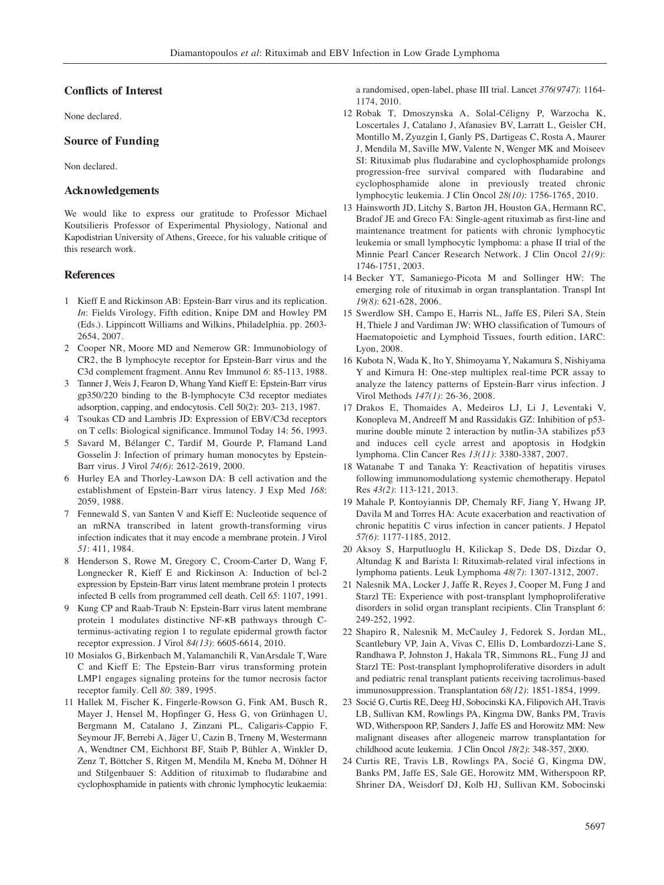## Conflicts of Interest

None declared.

## Source of Funding

Non declared.

## Acknowledgements

We would like to express our gratitude to Professor Michael Koutsilieris Professor of Experimental Physiology, National and Kapodistrian University of Athens, Greece, for his valuable critique of this research work.

## References

1. Kieff E and Rickinson AB: Epstein-Barr virus and its replication. *In*: Fields Virology, Fifth edition, Knipe DM and Howley PM (Eds.). Lippincott Williams and Wilkins, Philadelphia. pp. 2603-2654, 2007.
2. Cooper NR, Moore MD and Nemerow GR: Immunobiology of CR2, the B lymphocyte receptor for Epstein-Barr virus and the C3d complement fragment. Annu Rev Immunol *6*: 85-113, 1988.
3. Tanner J, Weis J, Fearon D, Whang Yand Kieff E: Epstein-Barr virus gp350/220 binding to the B-lymphocyte C3d receptor mediates adsorption, capping, and endocytosis. Cell 50(2): 203- 213, 1987.
4. Tsoukas CD and Lambris JD: Expression of EBV/C3d receptors on T cells: Biological significance. Immunol Today 14: 56, 1993.
5. Savard M, Bélanger C, Tardif M, Gourde P, Flamand Land Gosselin J: Infection of primary human monocytes by Epstein-Barr virus. J Virol *74(6)*: 2612-2619, 2000.
6. Hurley EA and Thorley-Lawson DA: B cell activation and the establishment of Epstein-Barr virus latency. J Exp Med *168*: 2059, 1988.
7. Fennewald S, van Santen V and Kieff E: Nucleotide sequence of an mRNA transcribed in latent growth-transforming virus infection indicates that it may encode a membrane protein. J Virol *51*: 411, 1984.
8. Henderson S, Rowe M, Gregory C, Croom-Carter D, Wang F, Longnecker R, Kieff E and Rickinson A: Induction of bcl-2 expression by Epstein-Barr virus latent membrane protein 1 protects infected B cells from programmed cell death. Cell *65*: 1107, 1991.
9. Kung CP and Raab-Traub N: Epstein-Barr virus latent membrane protein 1 modulates distinctive NF-κB pathways through C-terminus-activating region 1 to regulate epidermal growth factor receptor expression. J Virol *84(13)*: 6605-6614, 2010.
10. Mosialos G, Birkenbach M, Yalamanchili R, VanArsdale T, Ware C and Kieff E: The Epstein-Barr virus transforming protein LMP1 engages signaling proteins for the tumor necrosis factor receptor family. Cell *80*: 389, 1995.
11. Hallek M, Fischer K, Fingerle-Rowson G, Fink AM, Busch R, Mayer J, Hensel M, Hopfinger G, Hess G, von Grünhagen U, Bergmann M, Catalano J, Zinzani PL, Caligaris-Cappio F, Seymour JF, Berrebi A, Jäger U, Cazin B, Trneny M, Westermann A, Wendtner CM, Eichhorst BF, Staib P, Bühler A, Winkler D, Zenz T, Böttcher S, Ritgen M, Mendila M, Kneba M, Döhner H and Stilgenbauer S: Addition of rituximab to fludarabine and cyclophosphamide in patients with chronic lymphocytic leukaemia: a randomised, open-label, phase III trial. Lancet *376(9747)*: 1164-1174, 2010.
12. Robak T, Dmoszynska A, Solal-Céligny P, Warzocha K, Loscertales J, Catalano J, Afanasiev BV, Larratt L, Geisler CH, Montillo M, Zyuzgin I, Ganly PS, Dartigeas C, Rosta A, Maurer J, Mendila M, Saville MW, Valente N, Wenger MK and Moiseev SI: Rituximab plus fludarabine and cyclophosphamide prolongs progression-free survival compared with fludarabine and cyclophosphamide alone in previously treated chronic lymphocytic leukemia. J Clin Oncol *28(10)*: 1756-1765, 2010.
13. Hainsworth JD, Litchy S, Barton JH, Houston GA, Hermann RC, Bradof JE and Greco FA: Single-agent rituximab as first-line and maintenance treatment for patients with chronic lymphocytic leukemia or small lymphocytic lymphoma: a phase II trial of the Minnie Pearl Cancer Research Network. J Clin Oncol *21(9)*: 1746-1751, 2003.
14. Becker YT, Samaniego-Picota M and Sollinger HW: The emerging role of rituximab in organ transplantation. Transpl Int *19(8)*: 621-628, 2006.
15. Swerdlow SH, Campo E, Harris NL, Jaffe ES, Pileri SA, Stein H, Thiele J and Vardiman JW: WHO classification of Tumours of Haematopoietic and Lymphoid Tissues, fourth edition, IARC: Lyon, 2008.
16. Kubota N, Wada K, Ito Y, Shimoyama Y, Nakamura S, Nishiyama Y and Kimura H: One-step multiplex real-time PCR assay to analyze the latency patterns of Epstein-Barr virus infection. J Virol Methods *147(1)*: 26-36, 2008.
17. Drakos E, Thomaides A, Medeiros LJ, Li J, Leventaki V, Konopleva M, Andreeff M and Rassidakis GZ: Inhibition of p53-murine double minute 2 interaction by nutlin-3A stabilizes p53 and induces cell cycle arrest and apoptosis in Hodgkin lymphoma. Clin Cancer Res *13(11)*: 3380-3387, 2007.
18. Watanabe T and Tanaka Y: Reactivation of hepatitis viruses following immunomodulationg systemic chemotherapy. Hepatol Res *43(2)*: 113-121, 2013.
19. Mahale P, Kontoyiannis DP, Chemaly RF, Jiang Y, Hwang JP, Davila M and Torres HA: Acute exacerbation and reactivation of chronic hepatitis C virus infection in cancer patients. J Hepatol *57(6)*: 1177-1185, 2012.
20. Aksoy S, Harputluoglu H, Kilickap S, Dede DS, Dizdar O, Altundag K and Barista I: Rituximab-related viral infections in lymphoma patients. Leuk Lymphoma *48(7)*: 1307-1312, 2007.
21. Nalesnik MA, Locker J, Jaffe R, Reyes J, Cooper M, Fung J and Starzl TE: Experience with post-transplant lymphoproliferative disorders in solid organ transplant recipients. Clin Transplant *6*: 249-252, 1992.
22. Shapiro R, Nalesnik M, McCauley J, Fedorek S, Jordan ML, Scantlebury VP, Jain A, Vivas C, Ellis D, Lombardozzi-Lane S, Randhawa P, Johnston J, Hakala TR, Simmons RL, Fung JJ and Starzl TE: Post-transplant lymphoproliferative disorders in adult and pediatric renal transplant patients receiving tacrolimus-based immunosuppression. Transplantation *68(12)*: 1851-1854, 1999.
23. Socié G, Curtis RE, Deeg HJ, Sobocinski KA, Filipovich AH, Travis LB, Sullivan KM, Rowlings PA, Kingma DW, Banks PM, Travis WD, Witherspoon RP, Sanders J, Jaffe ES and Horowitz MM: New malignant diseases after allogeneic marrow transplantation for childhood acute leukemia. J Clin Oncol *18(2)*: 348-357, 2000.
24. Curtis RE, Travis LB, Rowlings PA, Socié G, Kingma DW, Banks PM, Jaffe ES, Sale GE, Horowitz MM, Witherspoon RP, Shriner DA, Weisdorf DJ, Kolb HJ, Sullivan KM, Sobocinski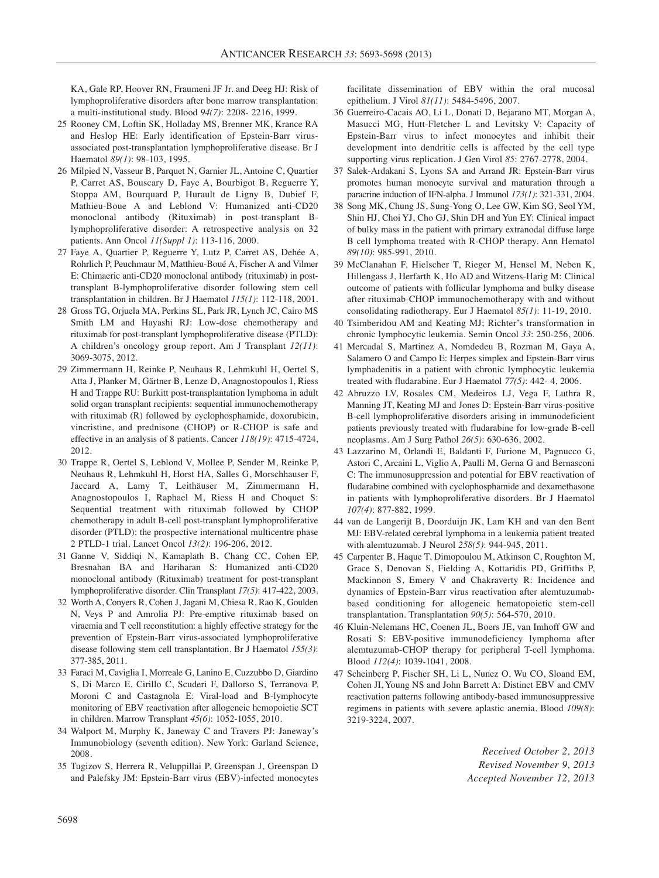KA, Gale RP, Hoover RN, Fraumeni JF Jr. and Deeg HJ: Risk of lymphoproliferative disorders after bone marrow transplantation: a multi-institutional study. Blood *94(7)*: 2208- 2216, 1999.

25 Rooney CM, Loftin SK, Holladay MS, Brenner MK, Krance RA and Heslop HE: Early identification of Epstein-Barr virus-associated post-transplantation lymphoproliferative disease. Br J Haematol *89(1)*: 98-103, 1995.

26 Milpied N, Vasseur B, Parquet N, Garnier JL, Antoine C, Quartier P, Carret AS, Bouscary D, Faye A, Bourbigot B, Reguerre Y, Stoppa AM, Bourquard P, Hurault de Ligny B, Dubief F, Mathieu-Boue A and Leblond V: Humanized anti-CD20 monoclonal antibody (Rituximab) in post-transplant B-lymphoproliferative disorder: A retrospective analysis on 32 patients. Ann Oncol *11(Suppl 1)*: 113-116, 2000.

27 Faye A, Quartier P, Reguerre Y, Lutz P, Carret AS, Dehée A, Rohrlich P, Peuchmaur M, Matthieu-Boué A, Fischer A and Vilmer E: Chimaeric anti-CD20 monoclonal antibody (rituximab) in post-transplant B-lymphoproliferative disorder following stem cell transplantation in children. Br J Haematol *115(1)*: 112-118, 2001.

28 Gross TG, Orjuela MA, Perkins SL, Park JR, Lynch JC, Cairo MS Smith LM and Hayashi RJ: Low-dose chemotherapy and rituximab for post-transplant lymphoproliferative disease (PTLD): A children's oncology group report. Am J Transplant *12(11)*: 3069-3075, 2012.

29 Zimmermann H, Reinke P, Neuhaus R, Lehmkuhl H, Oertel S, Atta J, Planker M, Gärtner B, Lenze D, Anagnostopoulos I, Riess H and Trappe RU: Burkitt post-transplantation lymphoma in adult solid organ transplant recipients: sequential immunochemotherapy with rituximab (R) followed by cyclophosphamide, doxorubicin, vincristine, and prednisone (CHOP) or R-CHOP is safe and effective in an analysis of 8 patients. Cancer *118(19)*: 4715-4724, 2012.

30 Trappe R, Oertel S, Leblond V, Mollee P, Sender M, Reinke P, Neuhaus R, Lehmkuhl H, Horst HA, Salles G, Morschhauser F, Jaccard A, Lamy T, Leithäuser M, Zimmermann H, Anagnostopoulos I, Raphael M, Riess H and Choquet S: Sequential treatment with rituximab followed by CHOP chemotherapy in adult B-cell post-transplant lymphoproliferative disorder (PTLD): the prospective international multicentre phase 2 PTLD-1 trial. Lancet Oncol *13(2)*: 196-206, 2012.

31 Ganne V, Siddiqi N, Kamaplath B, Chang CC, Cohen EP, Bresnahan BA and Hariharan S: Humanized anti-CD20 monoclonal antibody (Rituximab) treatment for post-transplant lymphoproliferative disorder. Clin Transplant *17(5)*: 417-422, 2003.

32 Worth A, Conyers R, Cohen J, Jagani M, Chiesa R, Rao K, Goulden N, Veys P and Amrolia PJ: Pre-emptive rituximab based on viraemia and T cell reconstitution: a highly effective strategy for the prevention of Epstein-Barr virus-associated lymphoproliferative disease following stem cell transplantation. Br J Haematol *155(3)*: 377-385, 2011.

33 Faraci M, Caviglia I, Morreale G, Lanino E, Cuzzubbo D, Giardino S, Di Marco E, Cirillo C, Scuderi F, Dallorso S, Terranova P, Moroni C and Castagnola E: Viral-load and B-lymphocyte monitoring of EBV reactivation after allogeneic hemopoietic SCT in children. Marrow Transplant *45(6)*: 1052-1055, 2010.

34 Walport M, Murphy K, Janeway C and Travers PJ: Janeway's Immunobiology (seventh edition). New York: Garland Science, 2008.

35 Tugizov S, Herrera R, Veluppillai P, Greenspan J, Greenspan D and Palefsky JM: Epstein-Barr virus (EBV)-infected monocytes facilitate dissemination of EBV within the oral mucosal epithelium. J Virol *81(11)*: 5484-5496, 2007.

36 Guerreiro-Cacais AO, Li L, Donati D, Bejarano MT, Morgan A, Masucci MG, Hutt-Fletcher L and Levitsky V: Capacity of Epstein-Barr virus to infect monocytes and inhibit their development into dendritic cells is affected by the cell type supporting virus replication. J Gen Virol *85*: 2767-2778, 2004.

37 Salek-Ardakani S, Lyons SA and Arrand JR: Epstein-Barr virus promotes human monocyte survival and maturation through a paracrine induction of IFN-alpha. J Immunol *173(1)*: 321-331, 2004.

38 Song MK, Chung JS, Sung-Yong O, Lee GW, Kim SG, Seol YM, Shin HJ, Choi YJ, Cho GJ, Shin DH and Yun EY: Clinical impact of bulky mass in the patient with primary extranodal diffuse large B cell lymphoma treated with R-CHOP therapy. Ann Hematol *89(10)*: 985-991, 2010.

39 McClanahan F, Hielscher T, Rieger M, Hensel M, Neben K, Hillengass J, Herfarth K, Ho AD and Witzens-Harig M: Clinical outcome of patients with follicular lymphoma and bulky disease after rituximab-CHOP immunochemotherapy with and without consolidating radiotherapy. Eur J Haematol *85(1)*: 11-19, 2010.

40 Tsimberidou AM and Keating MJ; Richter's transformation in chronic lymphocytic leukemia. Semin Oncol *33*: 250-256, 2006.

41 Mercadal S, Martinez A, Nomdedeu B, Rozman M, Gaya A, Salamero O and Campo E: Herpes simplex and Epstein-Barr virus lymphadenitis in a patient with chronic lymphocytic leukemia treated with fludarabine. Eur J Haematol *77(5)*: 442- 4, 2006.

42 Abruzzo LV, Rosales CM, Medeiros LJ, Vega F, Luthra R, Manning JT, Keating MJ and Jones D: Epstein-Barr virus-positive B-cell lymphoproliferative disorders arising in immunodeficient patients previously treated with fludarabine for low-grade B-cell neoplasms. Am J Surg Pathol *26(5)*: 630-636, 2002.

43 Lazzarino M, Orlandi E, Baldanti F, Furione M, Pagnucco G, Astori C, Arcaini L, Viglio A, Paulli M, Gerna G and Bernasconi C: The immunosuppression and potential for EBV reactivation of fludarabine combined with cyclophosphamide and dexamethasone in patients with lymphoproliferative disorders. Br J Haematol *107(4)*: 877-882, 1999.

44 van de Langerijt B, Doorduijn JK, Lam KH and van den Bent MJ: EBV-related cerebral lymphoma in a leukemia patient treated with alemtuzumab. J Neurol *258(5)*: 944-945, 2011.

45 Carpenter B, Haque T, Dimopoulou M, Atkinson C, Roughton M, Grace S, Denovan S, Fielding A, Kottaridis PD, Griffiths P, Mackinnon S, Emery V and Chakraverty R: Incidence and dynamics of Epstein-Barr virus reactivation after alemtuzumab-based conditioning for allogeneic hematopoietic stem-cell transplantation. Transplantation *90(5)*: 564-570, 2010.

46 Kluin-Nelemans HC, Coenen JL, Boers JE, van Imhoff GW and Rosati S: EBV-positive immunodeficiency lymphoma after alemtuzumab-CHOP therapy for peripheral T-cell lymphoma. Blood *112(4)*: 1039-1041, 2008.

47 Scheinberg P, Fischer SH, Li L, Nunez O, Wu CO, Sloand EM, Cohen JI, Young NS and John Barrett A: Distinct EBV and CMV reactivation patterns following antibody-based immunosuppressive regimens in patients with severe aplastic anemia. Blood *109(8)*: 3219-3224, 2007.

*Received October 2, 2013*
*Revised November 9, 2013*
*Accepted November 12, 2013*